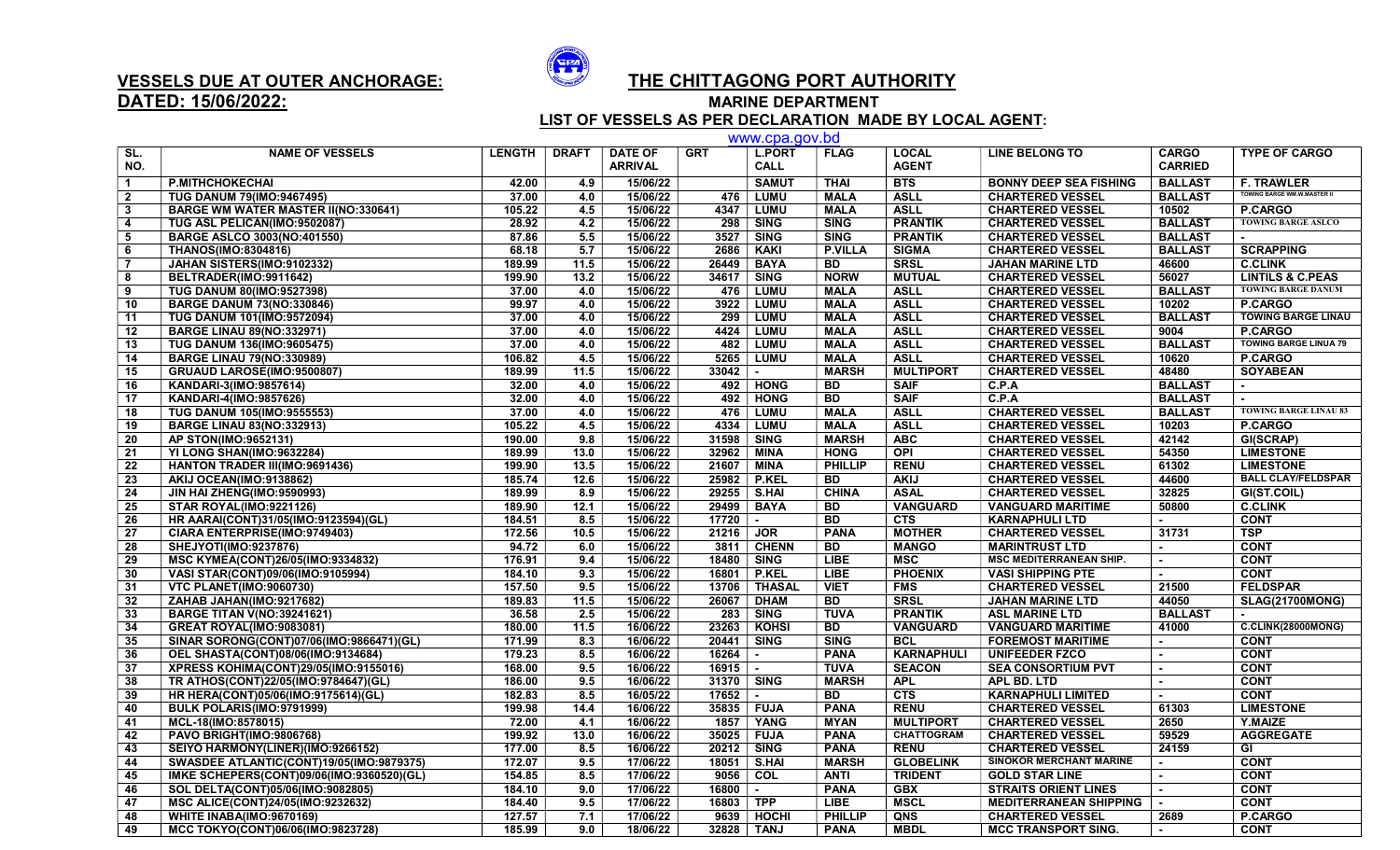**VESSELS DUE AT OUTER ANCHORAGE:**
**DATED: 15/06/2022:**

# THE CHITTAGONG PORT AUTHORITY

## MARINE DEPARTMENT

### LIST OF VESSELS AS PER DECLARATION MADE BY LOCAL AGENT:

www.cpa.gov.bd

| SL. NO. | NAME OF VESSELS | LENGTH | DRAFT | DATE OF ARRIVAL | GRT | L.PORT CALL | FLAG | LOCAL AGENT | LINE BELONG TO | CARGO CARRIED | TYPE OF CARGO |
|---|---|---|---|---|---|---|---|---|---|---|---|
| 1 | P.MITHCHOKECHAI | 42.00 | 4.9 | 15/06/22 | | SAMUT | THAI | BTS | BONNY DEEP SEA FISHING | BALLAST | F. TRAWLER |
| 2 | TUG DANUM 79(IMO:9467495) | 37.00 | 4.0 | 15/06/22 | 476 | LUMU | MALA | ASLL | CHARTERED VESSEL | BALLAST | TOWING BARGE WM.W.MASTER II |
| 3 | BARGE WM WATER MASTER II(NO:330641) | 105.22 | 4.5 | 15/06/22 | 4347 | LUMU | MALA | ASLL | CHARTERED VESSEL | 10502 | P.CARGO |
| 4 | TUG ASL PELICAN(IMO:9502087) | 28.92 | 4.2 | 15/06/22 | 298 | SING | SING | PRANTIK | CHARTERED VESSEL | BALLAST | TOWING BARGE ASLCO |
| 5 | BARGE ASLCO 3003(NO:401550) | 87.86 | 5.5 | 15/06/22 | 3527 | SING | SING | PRANTIK | CHARTERED VESSEL | BALLAST | - |
| 6 | THANOS(IMO:8304816) | 68.18 | 5.7 | 15/06/22 | 2686 | KAKI | P.VILLA | SIGMA | CHARTERED VESSEL | BALLAST | SCRAPPING |
| 7 | JAHAN SISTERS(IMO:9102332) | 189.99 | 11.5 | 15/06/22 | 26449 | BAYA | BD | SRSL | JAHAN MARINE LTD | 46600 | C.CLINK |
| 8 | BELTRADER(IMO:9911642) | 199.90 | 13.2 | 15/06/22 | 34617 | SING | NORW | MUTUAL | CHARTERED VESSEL | 56027 | LINTILS & C.PEAS |
| 9 | TUG DANUM 80(IMO:9527398) | 37.00 | 4.0 | 15/06/22 | 476 | LUMU | MALA | ASLL | CHARTERED VESSEL | BALLAST | TOWING BARGE DANUM |
| 10 | BARGE DANUM 73(NO:330846) | 99.97 | 4.0 | 15/06/22 | 3922 | LUMU | MALA | ASLL | CHARTERED VESSEL | 10202 | P.CARGO |
| 11 | TUG DANUM 101(IMO:9572094) | 37.00 | 4.0 | 15/06/22 | 299 | LUMU | MALA | ASLL | CHARTERED VESSEL | BALLAST | TOWING BARGE LINAU |
| 12 | BARGE LINAU 89(NO:332971) | 37.00 | 4.0 | 15/06/22 | 4424 | LUMU | MALA | ASLL | CHARTERED VESSEL | 9004 | P.CARGO |
| 13 | TUG DANUM 136(IMO:9605475) | 37.00 | 4.0 | 15/06/22 | 482 | LUMU | MALA | ASLL | CHARTERED VESSEL | BALLAST | TOWING BARGE LINUA 79 |
| 14 | BARGE LINAU 79(NO:330989) | 106.82 | 4.5 | 15/06/22 | 5265 | LUMU | MALA | ASLL | CHARTERED VESSEL | 10620 | P.CARGO |
| 15 | GRUAUD LAROSE(IMO:9500807) | 189.99 | 11.5 | 15/06/22 | 33042 | - | MARSH | MULTIPORT | CHARTERED VESSEL | 48480 | SOYABEAN |
| 16 | KANDARI-3(IMO:9857614) | 32.00 | 4.0 | 15/06/22 | 492 | HONG | BD | SAIF | C.P.A | BALLAST | - |
| 17 | KANDARI-4(IMO:9857626) | 32.00 | 4.0 | 15/06/22 | 492 | HONG | BD | SAIF | C.P.A | BALLAST | - |
| 18 | TUG DANUM 105(IMO:9555553) | 37.00 | 4.0 | 15/06/22 | 476 | LUMU | MALA | ASLL | CHARTERED VESSEL | BALLAST | TOWING BARGE LINAU 83 |
| 19 | BARGE LINAU 83(NO:332913) | 105.22 | 4.5 | 15/06/22 | 4334 | LUMU | MALA | ASLL | CHARTERED VESSEL | 10203 | P.CARGO |
| 20 | AP STON(IMO:9652131) | 190.00 | 9.8 | 15/06/22 | 31598 | SING | MARSH | ABC | CHARTERED VESSEL | 42142 | GI(SCRAP) |
| 21 | YI LONG SHAN(IMO:9632284) | 189.99 | 13.0 | 15/06/22 | 32962 | MINA | HONG | OPI | CHARTERED VESSEL | 54350 | LIMESTONE |
| 22 | HANTON TRADER III(IMO:9691436) | 199.90 | 13.5 | 15/06/22 | 21607 | MINA | PHILLIP | RENU | CHARTERED VESSEL | 61302 | LIMESTONE |
| 23 | AKIJ OCEAN(IMO:9138862) | 185.74 | 12.6 | 15/06/22 | 25982 | P.KEL | BD | AKIJ | CHARTERED VESSEL | 44600 | BALL CLAY/FELDSPAR |
| 24 | JIN HAI ZHENG(IMO:9590993) | 189.99 | 8.9 | 15/06/22 | 29255 | S.HAI | CHINA | ASAL | CHARTERED VESSEL | 32825 | GI(ST.COIL) |
| 25 | STAR ROYAL(IMO:9221126) | 189.90 | 12.1 | 15/06/22 | 29499 | BAYA | BD | VANGUARD | VANGUARD MARITIME | 50800 | C.CLINK |
| 26 | HR AARAI(CONT)31/05(IMO:9123594)(GL) | 184.51 | 8.5 | 15/06/22 | 17720 | - | BD | CTS | KARNAPHULI LTD | - | CONT |
| 27 | CIARA ENTERPRISE(IMO:9749403) | 172.56 | 10.5 | 15/06/22 | 21216 | JOR | PANA | MOTHER | CHARTERED VESSEL | 31731 | TSP |
| 28 | SHEJYOTI(IMO:9237876) | 94.72 | 6.0 | 15/06/22 | 3811 | CHENN | BD | MANGO | MARINTRUST LTD | - | CONT |
| 29 | MSC KYMEA(CONT)26/05(IMO:9334832) | 176.91 | 9.4 | 15/06/22 | 18480 | SING | LIBE | MSC | MSC MEDITERRANEAN SHIP. | - | CONT |
| 30 | VASI STAR(CONT)09/06(IMO:9105994) | 184.10 | 9.3 | 15/06/22 | 16801 | P.KEL | LIBE | PHOENIX | VASI SHIPPING PTE | - | CONT |
| 31 | VTC PLANET(IMO:9060730) | 157.50 | 9.5 | 15/06/22 | 13706 | THASAL | VIET | FMS | CHARTERED VESSEL | 21500 | FELDSPAR |
| 32 | ZAHAB JAHAN(IMO:9217682) | 189.83 | 11.5 | 15/06/22 | 26067 | DHAM | BD | SRSL | JAHAN MARINE LTD | 44050 | SLAG(21700MONG) |
| 33 | BARGE TITAN V(NO:39241621) | 36.58 | 2.5 | 15/06/22 | 283 | SING | TUVA | PRANTIK | ASL MARINE LTD | BALLAST | - |
| 34 | GREAT ROYAL(IMO:9083081) | 180.00 | 11.5 | 16/06/22 | 23263 | KOHSI | BD | VANGUARD | VANGUARD MARITIME | 41000 | C.CLINK(28000MONG) |
| 35 | SINAR SORONG(CONT)07/06(IMO:9866471)(GL) | 171.99 | 8.3 | 16/06/22 | 20441 | SING | SING | BCL | FOREMOST MARITIME | - | CONT |
| 36 | OEL SHASTA(CONT)08/06(IMO:9134684) | 179.23 | 8.5 | 16/06/22 | 16264 | - | PANA | KARNAPHULI | UNIFEEDER FZCO | - | CONT |
| 37 | XPRESS KOHIMA(CONT)29/05(IMO:9155016) | 168.00 | 9.5 | 16/06/22 | 16915 | - | TUVA | SEACON | SEA CONSORTIUM PVT | - | CONT |
| 38 | TR ATHOS(CONT)22/05(IMO:9784647)(GL) | 186.00 | 9.5 | 16/06/22 | 31370 | SING | MARSH | APL | APL BD. LTD | - | CONT |
| 39 | HR HERA(CONT)05/06(IMO:9175614)(GL) | 182.83 | 8.5 | 16/05/22 | 17652 | - | BD | CTS | KARNAPHULI LIMITED | - | CONT |
| 40 | BULK POLARIS(IMO:9791999) | 199.98 | 14.4 | 16/06/22 | 35835 | FUJA | PANA | RENU | CHARTERED VESSEL | 61303 | LIMESTONE |
| 41 | MCL-18(IMO:8578015) | 72.00 | 4.1 | 16/06/22 | 1857 | YANG | MYAN | MULTIPORT | CHARTERED VESSEL | 2650 | Y.MAIZE |
| 42 | PAVO BRIGHT(IMO:9806768) | 199.92 | 13.0 | 16/06/22 | 35025 | FUJA | PANA | CHATTOGRAM | CHARTERED VESSEL | 59529 | AGGREGATE |
| 43 | SEIYO HARMONY(LINER)(IMO:9266152) | 177.00 | 8.5 | 16/06/22 | 20212 | SING | PANA | RENU | CHARTERED VESSEL | 24159 | GI |
| 44 | SWASDEE ATLANTIC(CONT)19/05(IMO:9879375) | 172.07 | 9.5 | 17/06/22 | 18051 | S.HAI | MARSH | GLOBELINK | SINOKOR MERCHANT MARINE | - | CONT |
| 45 | IMKE SCHEPERS(CONT)09/06(IMO:9360520)(GL) | 154.85 | 8.5 | 17/06/22 | 9056 | COL | ANTI | TRIDENT | GOLD STAR LINE | - | CONT |
| 46 | SOL DELTA(CONT)05/06(IMO:9082805) | 184.10 | 9.0 | 17/06/22 | 16800 | - | PANA | GBX | STRAITS ORIENT LINES | - | CONT |
| 47 | MSC ALICE(CONT)24/05(IMO:9232632) | 184.40 | 9.5 | 17/06/22 | 16803 | TPP | LIBE | MSCL | MEDITERRANEAN SHIPPING | - | CONT |
| 48 | WHITE INABA(IMO:9670169) | 127.57 | 7.1 | 17/06/22 | 9639 | HOCHI | PHILLIP | QNS | CHARTERED VESSEL | 2689 | P.CARGO |
| 49 | MCC TOKYO(CONT)06/06(IMO:9823728) | 185.99 | 9.0 | 18/06/22 | 32828 | TANJ | PANA | MBDL | MCC TRANSPORT SING. | - | CONT |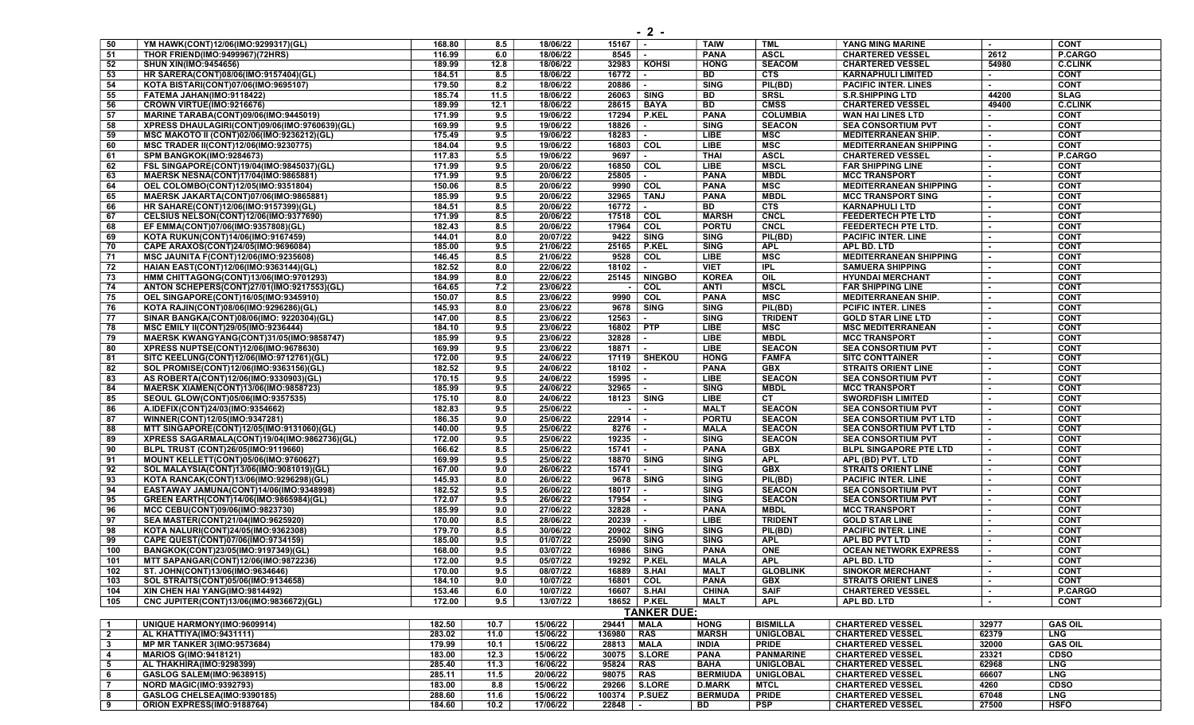| 50 | YM HAWK(CONT)12/06(IMO:9299317)(GL) | 168.80 | 8.5 | 18/06/22 | 15167 | - | TAIW | TML | YANG MING MARINE | - | CONT |
|---|---|---|---|---|---|---|---|---|---|---|---|
| 51 | THOR FRIEND(IMO:9499967)(72HRS) | 116.99 | 6.0 | 18/06/22 | 8545 | - | PANA | ASCL | CHARTERED VESSEL | 2612 | P.CARGO |
| 52 | SHUN XIN(IMO:9454656) | 189.99 | 12.8 | 18/06/22 | 32983 | KOHSI | HONG | SEACOM | CHARTERED VESSEL | 54980 | C.CLINK |
| 53 | HR SARERA(CONT)08/06(IMO:9157404)(GL) | 184.51 | 8.5 | 18/06/22 | 16772 | - | BD | CTS | KARNAPHULI LIMITED | - | CONT |
| 54 | KOTA BISTARI(CONT)07/06(IMO:9695107) | 179.50 | 8.2 | 18/06/22 | 20886 | - | SING | PIL(BD) | PACIFIC INTER. LINES | - | CONT |
| 55 | FATEMA JAHAN(IMO:9118422) | 185.74 | 11.5 | 18/06/22 | 26063 | SING | BD | SRSL | S.R.SHIPPING LTD | 44200 | SLAG |
| 56 | CROWN VIRTUE(IMO:9216676) | 189.99 | 12.1 | 18/06/22 | 28615 | BAYA | BD | CMSS | CHARTERED VESSEL | 49400 | C.CLINK |
| 57 | MARINE TARABA(CONT)09/06(IMO:9445019) | 171.99 | 9.5 | 19/06/22 | 17294 | P.KEL | PANA | COLUMBIA | WAN HAI LINES LTD | - | CONT |
| 58 | XPRESS DHAULAGIRI(CONT)09/06(IMO:9760639)(GL) | 169.99 | 9.5 | 19/06/22 | 18826 | - | SING | SEACON | SEA CONSORTIUM PVT | - | CONT |
| 59 | MSC MAKOTO II (CONT)02/06(IMO:9236212)(GL) | 175.49 | 9.5 | 19/06/22 | 18283 | - | LIBE | MSC | MEDITERRANEAN SHIP. | - | CONT |
| 60 | MSC TRADER II(CONT)12/06(IMO:9230775) | 184.04 | 9.5 | 19/06/22 | 16803 | COL | LIBE | MSC | MEDITERRANEAN SHIPPING | - | CONT |
| 61 | SPM BANGKOK(IMO:9284673) | 117.83 | 5.5 | 19/06/22 | 9697 | - | THAI | ASCL | CHARTERED VESSEL | - | P.CARGO |
| 62 | FSL SINGAPORE(CONT)19/04(IMO:9845037)(GL) | 171.99 | 9.5 | 20/06/22 | 16850 | COL | LIBE | MSCL | FAR SHIPPING LINE | - | CONT |
| 63 | MAERSK NESNA(CONT)17/04(IMO:9865881) | 171.99 | 9.5 | 20/06/22 | 25805 | - | PANA | MBDL | MCC TRANSPORT | - | CONT |
| 64 | OEL COLOMBO(CONT)12/05(IMO:9351804) | 150.06 | 8.5 | 20/06/22 | 9990 | COL | PANA | MSC | MEDITERRANEAN SHIPPING | - | CONT |
| 65 | MAERSK JAKARTA(CONT)07/06(IMO:9865881) | 185.99 | 9.5 | 20/06/22 | 32965 | TANJ | PANA | MBDL | MCC TRANSPORT SING | - | CONT |
| 66 | HR SAHARE(CONT)12/06(IMO:9157399)(GL) | 184.51 | 8.5 | 20/06/22 | 16772 | - | BD | CTS | KARNAPHULI LTD | - | CONT |
| 67 | CELSIUS NELSON(CONT)12/06(IMO:9377690) | 171.99 | 8.5 | 20/06/22 | 17518 | COL | MARSH | CNCL | FEEDERTECH PTE LTD | - | CONT |
| 68 | EF EMMA(CONT)07/06(IMO:9357808)(GL) | 182.43 | 8.5 | 20/06/22 | 17964 | COL | PORTU | CNCL | FEEDERTECH PTE LTD. | - | CONT |
| 69 | KOTA RUKUN(CONT)14/06(IMO:9167459) | 144.01 | 8.0 | 20/07/22 | 9422 | SING | SING | PIL(BD) | PACIFIC INTER. LINE | - | CONT |
| 70 | CAPE ARAXOS(CONT)24/05(IMO:9696084) | 185.00 | 9.5 | 21/06/22 | 25165 | P.KEL | SING | APL | APL BD. LTD | - | CONT |
| 71 | MSC JAUNITA F(CONT)12/06(IMO:9235608) | 146.45 | 8.5 | 21/06/22 | 9528 | COL | LIBE | MSC | MEDITERRANEAN SHIPPING | - | CONT |
| 72 | HAIAN EAST(CONT)12/06(IMO:9363144)(GL) | 182.52 | 8.0 | 22/06/22 | 18102 | - | VIET | IPL | SAMUDERA SHIPPING | - | CONT |
| 73 | HMM CHITTAGONG(CONT)13/06(IMO:9701293) | 184.99 | 8.0 | 22/06/22 | 25145 | NINGBO | KOREA | OIL | HYUNDAI MERCHANT | - | CONT |
| 74 | ANTON SCHEPERS(CONT)27/01(IMO:9217553)(GL) | 164.65 | 7.2 | 23/06/22 | - | COL | ANTI | MSCL | FAR SHIPPING LINE | - | CONT |
| 75 | OEL SINGAPORE(CONT)16/05(IMO:9345910) | 150.07 | 8.5 | 23/06/22 | 9990 | COL | PANA | MSC | MEDITERRANEAN SHIP. | - | CONT |
| 76 | KOTA RAJIN(CONT)08/06(IMO:9296286)(GL) | 145.93 | 8.0 | 23/06/22 | 9678 | SING | SING | PIL(BD) | PCIFIC INTER. LINES | - | CONT |
| 77 | SINAR BANGKA(CONT)08/06(IMO: 9220304)(GL) | 147.00 | 8.5 | 23/06/22 | 12563 | - | SING | TRIDENT | GOLD STAR LINE LTD | - | CONT |
| 78 | MSC EMILY II(CONT)29/05(IMO:9236444) | 184.10 | 9.5 | 23/06/22 | 16802 | PTP | LIBE | MSC | MSC MEDITERRANEAN | - | CONT |
| 79 | MAERSK KWANGYANG(CONT)31/05(IMO:9858747) | 185.99 | 9.5 | 23/06/22 | 32828 | - | LIBE | MBDL | MCC TRANSPORT | - | CONT |
| 80 | XPRESS NUPTSE(CONT)12/06(IMO:9678630) | 169.99 | 9.5 | 23/06/22 | 18871 | - | LIBE | SEACON | SEA CONSORTIUM PVT | - | CONT |
| 81 | SITC KEELUNG(CONT)12/06(IMO:9712761)(GL) | 172.00 | 9.5 | 24/06/22 | 17119 | SHEKOU | HONG | FAMFA | SITC CONTTAINER | - | CONT |
| 82 | SOL PROMISE(CONT)12/06(IMO:9363156)(GL) | 182.52 | 9.5 | 24/06/22 | 18102 | - | PANA | GBX | STRAITS ORIENT LINE | - | CONT |
| 83 | AS ROBERTA(CONT)12/06(IMO:9330903)(GL) | 170.15 | 9.5 | 24/06/22 | 15995 | - | LIBE | SEACON | SEA CONSORTIUM PVT | - | CONT |
| 84 | MAERSK XIAMEN(CONT)13/06(IMO:9858723) | 185.99 | 9.5 | 24/06/22 | 32965 | - | SING | MBDL | MCC TRANSPORT | - | CONT |
| 85 | SEOUL GLOW(CONT)05/06(IMO:9357535) | 175.10 | 8.0 | 24/06/22 | 18123 | SING | LIBE | CT | SWORDFISH LIMITED | - | CONT |
| 86 | A.IDEFIX(CONT)24/03(IMO:9354662) | 182.83 | 9.5 | 25/06/22 | - | - | MALT | SEACON | SEA CONSORTIUM PVT | - | CONT |
| 87 | WINNER(CONT)12/05(IMO:9347281) | 186.35 | 9.0 | 25/06/22 | 22914 | - | PORTU | SEACON | SEA CONSORTIUM PVT LTD | - | CONT |
| 88 | MTT SINGAPORE(CONT)12/05(IMO:9131060)(GL) | 140.00 | 9.5 | 25/06/22 | 8276 | - | MALA | SEACON | SEA CONSORTIUM PVT LTD | - | CONT |
| 89 | XPRESS SAGARMALA(CONT)19/04(IMO:9862736)(GL) | 172.00 | 9.5 | 25/06/22 | 19235 | - | SING | SEACON | SEA CONSORTIUM PVT | - | CONT |
| 90 | BLPL TRUST (CONT)26/05(IMO:9119660) | 166.62 | 8.5 | 25/06/22 | 15741 | - | PANA | GBX | BLPL SINGAPORE PTE LTD | - | CONT |
| 91 | MOUNT KELLETT(CONT)05/06(IMO:9760627) | 169.99 | 9.5 | 25/06/22 | 18870 | SING | SING | APL | APL (BD) PVT. LTD | - | CONT |
| 92 | SOL MALAYSIA(CONT)13/06(IMO:9081019)(GL) | 167.00 | 9.0 | 26/06/22 | 15741 | - | SING | GBX | STRAITS ORIENT LINE | - | CONT |
| 93 | KOTA RANCAK(CONT)13/06(IMO:9296298)(GL) | 145.93 | 8.0 | 26/06/22 | 9678 | SING | SING | PIL(BD) | PACIFIC INTER. LINE | - | CONT |
| 94 | EASTAWAY JAMUNA(CONT)14/06(IMO:9348998) | 182.52 | 9.5 | 26/06/22 | 18017 | - | SING | SEACON | SEA CONSORTIUM PVT | - | CONT |
| 95 | GREEN EARTH(CONT)14/06(IMO:9865984)(GL) | 172.07 | 9.5 | 26/06/22 | 17954 | - | SING | SEACON | SEA CONSORTIUM PVT | - | CONT |
| 96 | MCC CEBU(CONT)09/06(IMO:9823730) | 185.99 | 9.0 | 27/06/22 | 32828 | - | PANA | MBDL | MCC TRANSPORT | - | CONT |
| 97 | SEA MASTER(CONT)21/04(IMO:9625920) | 170.00 | 8.5 | 28/06/22 | 20239 | - | LIBE | TRIDENT | GOLD STAR LINE | - | CONT |
| 98 | KOTA NALURI(CONT)24/05(IMO:9362308) | 179.70 | 8.5 | 30/06/22 | 20902 | SING | SING | PIL(BD) | PACIFIC INTER. LINE | - | CONT |
| 99 | CAPE QUEST(CONT)07/06(IMO:9734159) | 185.00 | 9.5 | 01/07/22 | 25090 | SING | SING | APL | APL BD PVT LTD | - | CONT |
| 100 | BANGKOK(CONT)23/05(IMO:9197349)(GL) | 168.00 | 9.5 | 03/07/22 | 16986 | SING | PANA | ONE | OCEAN NETWORK EXPRESS | - | CONT |
| 101 | MTT SAPANGAR(CONT)12/06(IMO:9872236) | 172.00 | 9.5 | 05/07/22 | 19292 | P.KEL | MALA | APL | APL BD. LTD | - | CONT |
| 102 | ST. JOHN(CONT)13/06(IMO:9634646) | 170.00 | 9.5 | 08/07/22 | 16889 | S.HAI | MALT | GLOBLINK | SINOKOR MERCHANT | - | CONT |
| 103 | SOL STRAITS(CONT)05/06(IMO:9134658) | 184.10 | 9.0 | 10/07/22 | 16801 | COL | PANA | GBX | STRAITS ORIENT LINES | - | CONT |
| 104 | XIN CHEN HAI YANG(IMO:9814492) | 153.46 | 6.0 | 10/07/22 | 16607 | S.HAI | CHINA | SAIF | CHARTERED VESSEL | - | P.CARGO |
| 105 | CNC JUPITER(CONT)13/06(IMO:9836672)(GL) | 172.00 | 9.5 | 13/07/22 | 18652 | P.KEL | MALT | APL | APL BD. LTD | - | CONT |

## TANKER DUE:

| 1 | UNIQUE HARMONY(IMO:9609914) | 182.50 | 10.7 | 15/06/22 | 29441 | MALA | HONG | BISMILLA | CHARTERED VESSEL | 32977 | GAS OIL |
|---|---|---|---|---|---|---|---|---|---|---|---|
| 2 | AL KHATTIYA(IMO:9431111) | 283.02 | 11.0 | 15/06/22 | 136980 | RAS | MARSH | UNIGLOBAL | CHARTERED VESSEL | 62379 | LNG |
| 3 | MP MR TANKER 3(IMO:9573684) | 179.99 | 10.1 | 15/06/22 | 28813 | MALA | INDIA | PRIDE | CHARTERED VESSEL | 32000 | GAS OIL |
| 4 | MARIOS G(IMO:9418121) | 183.00 | 12.3 | 15/06/22 | 30075 | S.LORE | PANA | PANMARINE | CHARTERED VESSEL | 23321 | CDSO |
| 5 | AL THAKHIRA(IMO:9298399) | 285.40 | 11.3 | 16/06/22 | 95824 | RAS | BAHA | UNIGLOBAL | CHARTERED VESSEL | 62968 | LNG |
| 6 | GASLOG SALEM(IMO:9638915) | 285.11 | 11.5 | 20/06/22 | 98075 | RAS | BERMIUDA | UNIGLOBAL | CHARTERED VESSEL | 66607 | LNG |
| 7 | NORD MAGIC(IMO:9392793) | 183.00 | 8.8 | 15/06/22 | 29266 | S.LORE | D.MARK | MTCL | CHARTERED VESSEL | 4260 | CDSO |
| 8 | GASLOG CHELSEA(IMO:9390185) | 288.60 | 11.6 | 15/06/22 | 100374 | P.SUEZ | BERMUDA | PRIDE | CHARTERED VESSEL | 67048 | LNG |
| 9 | ORION EXPRESS(IMO:9188764) | 184.60 | 10.2 | 17/06/22 | 22848 | - | BD | PSP | CHARTERED VESSEL | 27500 | HSFO |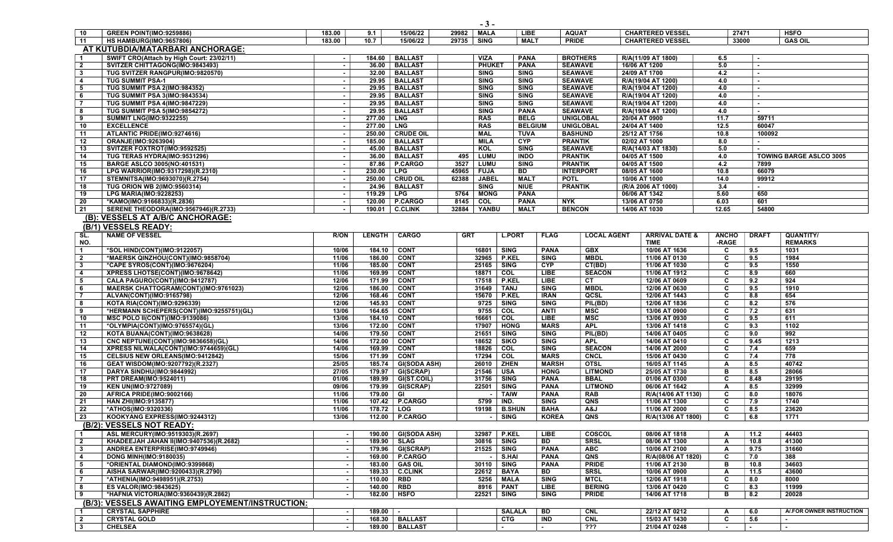| 10 | GREEN POINT(IMO:9259886) | 183.00 | 9.1 | 15/06/22 | 29982 | MALA | LIBE | AQUAT | CHARTERED VESSEL | 27471 | HSFO |
|---|---|---|---|---|---|---|---|---|---|---|---|
| 11 | HS HAMBURG(IMO:9657806) | 183.00 | 10.7 | 15/06/22 | 29735 | SING | MALT | PRIDE | CHARTERED VESSEL | 33000 | GAS OIL |

## AT KUTUBDIA/MATARBARI ANCHORAGE:

| | | | | | | | | | | | | |
|---|---|---|---|---|---|---|---|---|---|---|---|---|
| 1 | SWIFT CRO(Attach by High Court: 23/02/11) | - | 184.60 | BALLAST | | VIZA | PANA | BROTHERS | R/A(11/09 AT 1800) | 6.5 | - | |
| 2 | SVITZER CHITTAGONG(IMO:9843493) | - | 36.00 | BALLAST | | PHUKET | PANA | SEAWAVE | 16/06 AT 1200 | 5.0 | - | |
| 3 | TUG SVITZER RANGPUR(IMO:9820570) | - | 32.00 | BALLAST | | SING | SING | SEAWAVE | 24/09 AT 1700 | 4.2 | - | |
| 4 | TUG SUMMIT PSA-1 | - | 29.95 | BALLAST | | SING | SING | SEAWAVE | R/A(19/04 AT 1200) | 4.0 | - | |
| 5 | TUG SUMMIT PSA 2(IMO:984352) | - | 29.95 | BALLAST | | SING | SING | SEAWAVE | R/A(19/04 AT 1200) | 4.0 | - | |
| 6 | TUG SUMMIT PSA 3(IMO:9843534) | - | 29.95 | BALLAST | | SING | SING | SEAWAVE | R/A(19/04 AT 1200) | 4.0 | - | |
| 7 | TUG SUMMIT PSA 4(IMO:9847229) | - | 29.95 | BALLAST | | SING | SING | SEAWAVE | R/A(19/04 AT 1200) | 4.0 | - | |
| 8 | TUG SUMMIT PSA 5(IMO:9854272) | - | 29.95 | BALLAST | | SING | PANA | SEAWAVE | R/A(19/04 AT 1200) | 4.0 | - | |
| 9 | SUMMIT LNG(IMO:9322255) | - | 277.00 | LNG | | RAS | BELG | UNIGLOBAL | 20/04 AT 0900 | 11.7 | 59711 | |
| 10 | EXCELLENCE | - | 277.00 | LNG | | RAS | BELGIUM | UNIGLOBAL | 24/04 AT 1400 | 12.5 | 60047 | |
| 11 | ATLANTIC PRIDE(IMO:9274616) | - | 250.00 | CRUDE OIL | | MAL | TUVA | BASHUND | 25/12 AT 1756 | 10.8 | 100092 | |
| 12 | ORANJE(IMO:9263904) | - | 185.00 | BALLAST | | MILA | CYP | PRANTIK | 02/02 AT 1000 | 8.0 | - | |
| 13 | SVITZER FOXTROT(IMO:9592525) | - | 45.00 | BALLAST | | KOL | SING | SEAWAVE | R/A(14/03 AT 1830) | 5.0 | - | |
| 14 | TUG TERAS HYDRA(IMO:9531296) | - | 36.00 | BALLAST | 495 | LUMU | INDO | PRANTIK | 04/05 AT 1500 | 4.0 | | TOWING BARGE ASLCO 3005 |
| 15 | BARGE ASLCO 3005(NO:401531) | - | 87.86 | P.CARGO | 3527 | LUMU | SING | PRANTIK | 04/05 AT 1500 | 4.2 | 7899 | |
| 16 | LPG WARRIOR(IMO:9317298)(R.2310) | - | 230.00 | LPG | 45965 | FUJA | BD | INTERPORT | 08/05 AT 1600 | 10.8 | 66079 | |
| 17 | STEMNITSA(IMO:9693070)(R.2754) | - | 250.00 | CRUD OIL | 62388 | JABEL | MALT | POTL | 10/06 AT 1000 | 14.0 | 99912 | |
| 18 | TUG ORION WB 2(IMO:9560314) | - | 24.96 | BALLAST | | SING | NIUE | PRANTIK | (R/A 2006 AT 1000) | 3.4 | - | |
| 19 | LPG MARIA(IMO:9228253) | - | 119.29 | LPG | 5764 | MONG | PANA | | 06/06 AT 1342 | 5.60 | 650 | |
| 20 | *KAMO(IMO:9166833)(R.2836) | - | 120.00 | P.CARGO | 8145 | COL | PANA | NYK | 13/06 AT 0750 | 6.03 | 601 | |
| 21 | SERENE THEODORA(IMO:9567946)(R.2733) | - | 190.01 | C.CLINK | 32884 | YANBU | MALT | BENCON | 14/06 AT 1030 | 12.65 | 54800 | |

## (B): VESSELS AT A/B/C ANCHORAGE:

### (B/1) VESSELS READY:

| SL. NO. | NAME OF VESSEL | R/ON | LENGTH | CARGO | GRT | L.PORT | FLAG | LOCAL AGENT | ARRIVAL DATE & TIME | ANCHO-RAGE | DRAFT | QUANTITY/ REMARKS |
|---|---|---|---|---|---|---|---|---|---|---|---|---|
| 1 | *SOL HIND(CONT)(IMO:9122057) | 10/06 | 184.10 | CONT | 16801 | SING | PANA | GBX | 10/06 AT 1636 | C | 9.5 | 1031 |
| 2 | *MAERSK QINZHOU(CONT)(IMO:9858704) | 11/06 | 186.00 | CONT | 32965 | P.KEL | SING | MBDL | 11/06 AT 0130 | C | 9.5 | 1984 |
| 3 | *CAPE SYROS(CONT)(IMO:9676204) | 11/06 | 185.00 | CONT | 25165 | SING | CYP | CT(BD) | 11/06 AT 1030 | C | 9.5 | 1550 |
| 4 | XPRESS LHOTSE(CONT)(IMO:9678642) | 11/06 | 169.99 | CONT | 18871 | COL | LIBE | SEACON | 11/06 AT 1912 | C | 8.9 | 660 |
| 5 | CALA PAGURO(CONT)(IMO:9412787) | 12/06 | 171.99 | CONT | 17518 | P.KEL | LIBE | CT | 12/06 AT 0609 | C | 9.2 | 924 |
| 6 | MAERSK CHATTOGRAM(CONT)(IMO:9761023) | 12/06 | 186.00 | CONT | 31649 | TANJ | SING | MBDL | 12/06 AT 0630 | C | 9.5 | 1910 |
| 7 | ALVAN(CONT)(IMO:9165798) | 12/06 | 168.46 | CONT | 15670 | P.KEL | IRAN | QCSL | 12/06 AT 1443 | C | 8.8 | 654 |
| 8 | KOTA RIA(CONT)(IMO:9296339) | 12/06 | 145.93 | CONT | 9725 | SING | SING | PIL(BD) | 12/06 AT 1836 | C | 8.2 | 576 |
| 9 | *HERMANN SCHEPERS(CONT)(IMO:9255751)(GL) | 13/06 | 164.65 | CONT | 9755 | COL | ANTI | MSC | 13/06 AT 0900 | C | 7.2 | 631 |
| 10 | MSC POLO II(CONT)(IMO:9139086) | 13/06 | 184.10 | CONT | 16661 | COL | LIBE | MSC | 13/06 AT 0930 | C | 9.5 | 611 |
| 11 | *OLYMPIA(CONT)(IMO:9765574)(GL) | 13/06 | 172.00 | CONT | 17907 | HONG | MARS | APL | 13/06 AT 1418 | C | 9.3 | 1102 |
| 12 | KOTA BUANA(CONT)(IMO:9638628) | 14/06 | 179.50 | CONT | 21651 | SING | SING | PIL(BD) | 14/06 AT 0405 | C | 9.0 | 992 |
| 13 | CNC NEPTUNE(CONT)(IMO:9836658)(GL) | 14/06 | 172.00 | CONT | 18652 | SIKO | SING | APL | 14/06 AT 0410 | C | 9.45 | 1213 |
| 14 | XPRESS NILWALA(CONT)(IMO:9744659)(GL) | 14/06 | 169.99 | CONT | 18826 | COL | SING | SEACON | 14/06 AT 2000 | C | 7.4 | 659 |
| 15 | CELSIUS NEW ORLEANS(IMO:9412842) | 15/06 | 171.99 | CONT | 17294 | COL | MARS | CNCL | 15/06 AT 0430 | C | 7.4 | 778 |
| 16 | GEAT WISDOM(IMO:9207792)(R.2327) | 25/05 | 185.74 | GI(SODA ASH) | 26010 | ZHEN | MARSH | OTSL | 16/05 AT 1145 | A | 8.5 | 40742 |
| 17 | DARYA SINDHU(IMO:9844992) | 27/05 | 179.97 | GI(SCRAP) | 21546 | USA | HONG | LITMOND | 25/05 AT 1730 | B | 8.5 | 28066 |
| 18 | PRT DREAM(IMO:9524011) | 01/06 | 189.99 | GI(ST.COIL) | 31756 | SING | PANA | BBAL | 01/06 AT 0300 | C | 8.48 | 29195 |
| 19 | KEN UN(IMO:9727089) | 09/06 | 179.99 | GI(SCRAP) | 22501 | SING | PANA | LITMOND | 06/06 AT 1642 | A | 8.5 | 32999 |
| 20 | AFRICA PRIDE(IMO:9002166) | 11/06 | 179.00 | GI | - | TAIW | PANA | RAB | R/A(14/06 AT 1130) | C | 8.0 | 18076 |
| 21 | HAN ZHI(IMO:9135877) | 11/06 | 107.42 | P.CARGO | 5799 | IND. | SING | QNS | 11/06 AT 1300 | C | 7.9 | 1740 |
| 22 | *ATHOS(IMO:9320336) | 11/06 | 178.72 | LOG | 19198 | B.SHUN | BAHA | A&J | 11/06 AT 2000 | C | 8.5 | 23620 |
| 23 | KOOKYANG EXPRESS(IMO:9244312) | 13/06 | 112.00 | P.CARGO | - | SING | KOREA | QNS | R/A(13/06 AT 1800) | C | 6.8 | 1771 |

### (B/2): VESSELS NOT READY:

| | | | | | | | | | | | | |
|---|---|---|---|---|---|---|---|---|---|---|---|---|
| 1 | ASL MERCURY(IMO:9519303)(R.2697) | - | 190.00 | GI(SODA ASH) | 32987 | P.KEL | LIBE | COSCOL | 08/06 AT 1818 | A | 11.2 | 44403 |
| 2 | KHADEEJAH JAHAN II(IMO:9407536)(R.2682) | - | 189.90 | SLAG | 30816 | SING | BD | SRSL | 08/06 AT 1300 | A | 10.8 | 41300 |
| 3 | ANDREA ENTERPRISE(IMO:9749946) | - | 179.96 | GI(SCRAP) | 21525 | SING | PANA | ABC | 10/06 AT 2100 | A | 9.75 | 31660 |
| 4 | DONG MINH(IMO:9180035) | - | 169.00 | P.CARGO | - | S.HAI | PANA | QNS | R/A(08/06 AT 1820) | C | 7.0 | 388 |
| 5 | *ORIENTAL DIAMOND(IMO:9399868) | - | 183.00 | GAS OIL | 30110 | SING | PANA | PRIDE | 11/06 AT 2130 | B | 10.8 | 34603 |
| 6 | AISHA SARWAR(IMO:9200433)(R.2790) | - | 189.33 | C.CLINK | 22612 | BAYA | BD | SRSL | 10/06 AT 0900 | A | 11.5 | 43600 |
| 7 | *ATHENIA(IMO:9498951)(R.2753) | - | 110.00 | RBD | 5256 | MALA | SING | MTCL | 12/06 AT 1918 | C | 8.0 | 8000 |
| 8 | ES VALOR(IMO:9843625) | - | 140.00 | RBD | 8916 | PANT | LIBE | BERING | 13/06 AT 0420 | C | 8.3 | 11999 |
| 9 | *HAFNIA VICTORIA(IMO:9360439)(R.2862) | - | 182.00 | HSFO | 22521 | SING | SING | PRIDE | 14/06 AT 1718 | B | 8.2 | 20028 |

### (B/3): VESSELS AWAITING EMPLOYEMENT/INSTRUCTION:

| | | | | | | | | | | | | |
|---|---|---|---|---|---|---|---|---|---|---|---|---|
| 1 | CRYSTAL SAPPHIRE | - | 189.00 | - | | SALALA | BD | CNL | 22/12 AT 0212 | A | 6.0 | A/.FOR OWNER INSTRUCTION |
| 2 | CRYSTAL GOLD | - | 168.30 | BALLAST | | CTG | IND | CNL | 15/03 AT 1430 | C | 5.6 | - |
| 3 | CHELSEA | - | 189.00 | BALLAST | | - | - | ??? | 21/04 AT 0248 | - | - | - |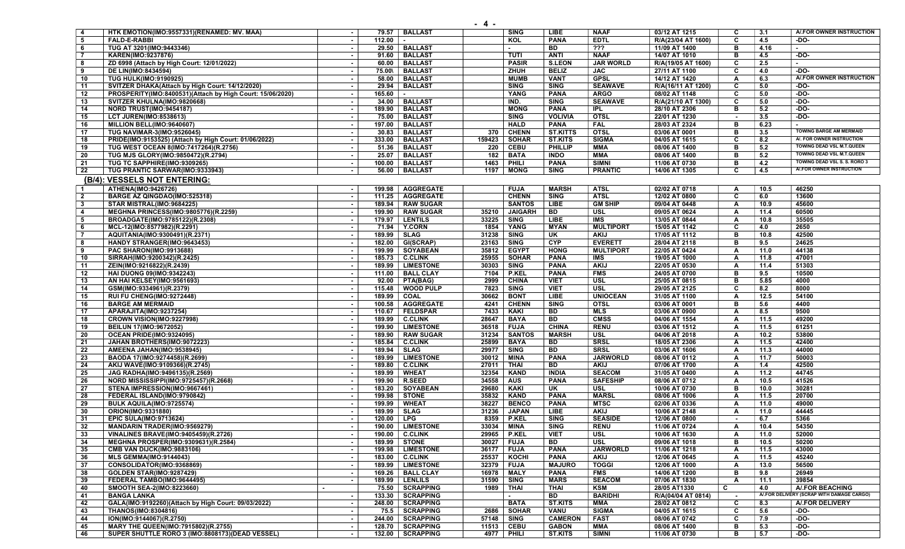| | | | | | | | | | | | | |
|---|---|---|---|---|---|---|---|---|---|---|---|---|
| 4 | HTK EMOTION(IMO:9557331)(RENAMED: MV. MAA) | - | 79.57 | BALLAST | | SING | LIBE | NAAF | 03/12 AT 1215 | C | 3.1 | A/.FOR OWNER INSTRUCTION |
| 5 | FALD-E-RABBI | - | 112.00 | - | | KOL | PANA | EDTL | R/A(23/04 AT 1600) | C | 4.5 | -DO- |
| 6 | TUG AT 3201(IMO:9443346) | - | 29.50 | BALLAST | | - | BD | ??? | 11/09 AT 1400 | B | 4.16 | - |
| 7 | KAREN(IMO:9237876) | - | 91.60 | BALLAST | | TUTI | ANTI | NAAF | 14/07 AT 1010 | B | 4.5 | -DO- |
| 8 | ZD 6998 (Attach by High Court: 12/01/2022) | - | 60.00 | BALLAST | | PASIR | S.LEON | JAR WORLD | R/A(19/05 AT 1600) | C | 2.5 | - |
| 9 | DE LIN(IMO:8434594) | - | 75.00\ | BALLAST | | ZHUH | BELIZ | JAC | 27/11 AT 1100 | C | 4.0 | -DO- |
| 10 | TUG HULK(IMO:9190925) | - | 58.00 | BALLAST | | MUMB | VANT | GPSL | 14/12 AT 1420 | A | 6.3 | A/.FOR OWNER INSTRUCTION |
| 11 | SVITZER DHAKA(Attach by High Court: 14/12/2020) | - | 29.94 | BALLAST | | SING | SING | SEAWAVE | R/A(16/11 AT 1200) | C | 5.0 | -DO- |
| 12 | PROSPERITY(IMO:8400531)(Attach by High Court: 15/06/2020) | - | 165.60 | - | | YANG | PANA | ARGO | 08/02 AT 1148 | C | 5.0 | -DO- |
| 13 | SVITZER KHULNA(IMO:9820668) | - | 34.00 | BALLAST | | IND. | SING | SEAWAVE | R/A(21/10 AT 1300) | C | 5.0 | -DO- |
| 14 | NORD TRUST(IMO:9454187) | - | 189.90 | BALLAST | | MONG | PANA | IPL | 28/10 AT 2306 | B | 5.2 | -DO- |
| 15 | LCT JUREN(IMO:8538613) | - | 75.00 | BALLAST | | SING | VOLIVIA | OTSL | 22/01 AT 1230 | - | 3.5 | -DO- |
| 16 | MILLION BELL(IMO:9640607) | - | 197.00 | BALLAST | | HALD | PANA | FAL | 28/03 AT 2324 | B | 6.23 | - |
| 17 | TUG NAVIMAR-3(IMO:9526045) | - | 30.83 | BALLAST | 370 | CHENN | ST.KITTS | OTSL | 03/06 AT 0001 | B | 3.5 | TOWING BARGE AM MERMAID |
| 18 | PRIDE(IMO:9153525) (Attach by High Court: 01/06/2022) | - | 333.00 | BALLAST | 159423 | SOHAR | ST.KITS | SIGMA | 04/05 AT 1615 | C | 8.2 | A/. FOR OWNER INSTRUCTION |
| 19 | TUG WEST OCEAN 8(IMO:7417264)(R.2756) | - | 51.36 | BALLAST | 220 | CEBU | PHILLIP | MMA | 08/06 AT 1400 | B | 5.2 | TOWING DEAD VSL M.T.QUEEN |
| 20 | TUG MJS GLORY(IMO:9850472)(R.2794) | - | 25.07 | BALLAST | 182 | BATA | INDO | MMA | 08/06 AT 1400 | B | 5.2 | TOWING DEAD VSL M.T.QUEEN |
| 21 | TUG TC SAPPHIRE(IMO:9309265) | - | 100.00 | BALLAST | 1463 | PHILI | PANA | SIMNI | 11/06 AT 0730 | B | 4.2 | TOWING DEAD VSL S. S. RORO 3 |
| 22 | TUG PRANTIC SARWAR(IMO:9333943) | - | 56.00 | BALLAST | 1197 | MONG | SING | PRANTIC | 14/06 AT 1305 | C | 4.5 | A/.FOR OWNER INSTRUCTION |

## (B/4): VESSELS NOT ENTERING:

| | | | | | | | | | | | | |
|---|---|---|---|---|---|---|---|---|---|---|---|---|
| 1 | ATHENA(IMO:9426726) | - | 199.98 | AGGREGATE | | FUJA | MARSH | ATSL | 02/02 AT 0718 | A | 10.5 | 46250 |
| 2 | BARGE AZ QINGDAO(IMO:525318) | - | 111.25 | AGGREGATE | | CHENN | SING | ATSL | 12/02 AT 0800 | C | 6.0 | 13600 |
| 3 | STAR MISTRAL(IMO:9684225) | - | 189.94 | RAW SUGAR | | SANTOS | LIBE | GM SHIP | 09/04 AT 0448 | A | 10.9 | 45600 |
| 4 | MEGHNA PRINCESS(IMO:9805776)(R.2259) | - | 199.90 | RAW SUGAR | 35210 | JAIGARH | BD | USL | 09/05 AT 0624 | A | 11.4 | 60500 |
| 5 | BROADGATE(IMO:9785122)(R.2308) | - | 179.97 | LENTILS | 33225 | SING | LIBE | IMS | 13/05 AT 0844 | A | 10.8 | 35505 |
| 6 | MCL-12(IMO:8577982)(R.2291) | - | 71.94 | Y.CORN | 1854 | YANG | MYAN | MULTIPORT | 15/05 AT 1142 | C | 4.0 | 2650 |
| 7 | AQUITANIA(IMO:9300491)(R.2371) | - | 189.99 | SLAG | 31238 | SING | UK | AKIJ | 17/05 AT 1112 | B | 10.8 | 42500 |
| 8 | HANDY STRANGER(IMO:9643453) | - | 182.00 | GI(SCRAP) | 23163 | SING | CYP | EVERETT | 28/04 AT 2118 | B | 9.5 | 24625 |
| 9 | PAC SHARON(IMO:9913688) | - | 199.99 | SOYABEAN | 35812 | EGYPT | HONG | MULTIPORT | 22/05 AT 0424 | A | 11.0 | 44138 |
| 10 | SIRRAH(IMO:9200342)(R.2425) | - | 185.73 | C.CLINK | 25955 | SOHAR | PANA | IMS | 19/05 AT 1000 | A | 11.8 | 47001 |
| 11 | ZEIN(IMO:9216822)(R.2439) | - | 189.99 | LIMESTONE | 30303 | SING | PANA | AKIJ | 22/05 AT 0530 | A | 11.4 | 51303 |
| 12 | HAI DUONG 09(IMO:9342243) | - | 111.00 | BALL CLAY | 7104 | P.KEL | PANA | FMS | 24/05 AT 0700 | B | 9.5 | 10500 |
| 13 | AN HAI KELSEY(IMO:9561693) | - | 92.00 | PTA(BAG) | 2999 | CHINA | VIET | USL | 25/05 AT 0815 | B | 5.85 | 4000 |
| 14 | GSM(IMO:9334961)(R.2379) | - | 115.48 | WOOD PULP | 7823 | SING | VIET | USL | 29/05 AT 2125 | C | 8.2 | 8000 |
| 15 | RUI FU CHENG(IMO:9272448) | - | 189.99 | COAL | 30662 | BONT | LIBE | UNIOCEAN | 31/05 AT 1100 | A | 12.5 | 54100 |
| 16 | BARGE AM MERMAID | - | 100.58 | AGGREGATE | 4241 | CHENN | SING | OTSL | 03/06 AT 0001 | B | 5.6 | 4400 |
| 17 | APARAJITA(IMO:9237254) | - | 110.67 | FELDSPAR | 7433 | KAKI | BD | MLS | 03/06 AT 0900 | A | 8.5 | 9500 |
| 18 | CROWN VISION(IMO:9227998) | - | 189.99 | C.CLINK | 28647 | BAYA | BD | CMSS | 04/06 AT 1554 | A | 11.5 | 49200 |
| 19 | BEILUN 17(IMO:9672052) | - | 199.90 | LIMESTONE | 36518 | FUJA | CHINA | RENU | 03/06 AT 1512 | A | 11.5 | 61251 |
| 20 | OCEAN PRIDE(IMO:9324095) | - | 189.90 | RAW SUGAR | 31234 | SANTOS | MARSH | USL | 04/06 AT 2018 | A | 10.2 | 53800 |
| 21 | JAHAN BROTHERS(IMO:9072223) | - | 185.84 | C.CLINK | 25899 | BAYA | BD | SRSL | 18/05 AT 2306 | A | 11.5 | 42400 |
| 22 | AMEENA JAHAN(IMO:9538945) | - | 189.94 | SLAG | 29977 | SING | BD | SRSL | 03/06 AT 1606 | A | 11.3 | 44000 |
| 23 | BAODA 17(IMO:9274458)(R.2699) | - | 189.99 | LIMESTONE | 30012 | MINA | PANA | JARWORLD | 08/06 AT 0112 | A | 11.7 | 50003 |
| 24 | AKIJ WAVE(IMO:9109366)(R.2745) | - | 189.80 | C.CLINK | 27011 | THAI | BD | AKIJ | 07/06 AT 1700 | A | 1.4 | 42500 |
| 25 | JAG RADHA(IMO:9496135)(R.2569) | - | 189.99 | WHEAT | 32354 | KAND | INDIA | SEACOM | 31/05 AT 0400 | A | 11.2 | 44745 |
| 26 | NORD MISSISSIPPI(IMO:9725457)(R.2668) | - | 199.90 | R.SEED | 34558 | AUS | PANA | SAFESHIP | 08/06 AT 0712 | A | 10.5 | 41526 |
| 27 | STENA IMPRESSION(IMO:9667461) | - | 183.20 | SOYABEAN | 29680 | KAKI | UK | USL | 10/06 AT 0730 | B | 10.0 | 30281 |
| 28 | FEDERAL ISLAND(IMO:9790842) | - | 199.98 | STONE | 35832 | KAND | PANA | MARSL | 08/06 AT 1006 | A | 11.5 | 20700 |
| 29 | BULK AQUILA(IMO:9725574) | - | 199.99 | WHEAT | 38227 | BENCO | PANA | MTSC | 02/06 AT 0336 | A | 11.0 | 49000 |
| 30 | ORION(IMO:9331880) | - | 189.99 | SLAG | 31236 | JAPAN | LIBE | AKIJ | 10/06 AT 2148 | A | 11.0 | 44445 |
| 31 | EPIC SULA(IMO:9713624) | - | 120.00 | LPG | 8359 | P.KEL | SING | SEASIDE | 12/06 AT 0800 | - | 6.7 | 5366 |
| 32 | MANDARIN TRADER(IMO:9569279) | - | 190.00 | LIMESTONE | 33034 | MINA | SING | RENU | 11/06 AT 0724 | A | 10.4 | 54350 |
| 33 | VINALINES BRAVE(IMO:9405459)(R.2726) | - | 190.00 | C.CLINK | 29965 | P.KEL | VIET | USL | 10/06 AT 1630 | A | 11.0 | 52000 |
| 34 | MEGHNA PROSPER(IMO:9309631)(R.2584) | - | 189.99 | STONE | 30027 | FUJA | BD | USL | 09/06 AT 1018 | B | 10.5 | 50200 |
| 35 | CMB VAN DIJCK(IMO:9883106) | - | 199.98 | LIMESTONE | 36177 | FUJA | PANA | JARWORLD | 11/06 AT 1218 | A | 11.5 | 43000 |
| 36 | MLS GEMMA(IMO:9144043) | - | 183.00 | C.CLINK | 25537 | KOCHI | PANA | AKIJ | 12/06 AT 0645 | A | 11.5 | 45240 |
| 37 | CONSOLIDATOR(IMO:9368869) | - | 189.99 | LIMESTONE | 32379 | FUJA | MAJURO | TOGGI | 12/06 AT 1000 | A | 13.0 | 56500 |
| 38 | GOLDEN STAR(IMO:9287429) | - | 169.26 | BALL CLAY | 16978 | MALY | PANA | FMS | 14/06 AT 1200 | B | 9.8 | 26949 |
| 39 | FEDERAL TAMBO(IMO:9644495) | - | 189.99 | LENLILS | 31590 | SING | MARS | SEACOM | 07/06 AT 1830 | A | 11.1 | 39854 |
| 40 | SMOOTH SEA-2(IMO:8223660) | - | 75.50 | SCRAPPING | 1989 | THAI | THAI | KSM | 28/05 AT1330 | C | 4.0 | A/.FOR BEACHING |
| 41 | BANGA LANKA | - | 133.30 | SCRAPPING | | - | BD | BARIDHI | R/A(04/04 AT 0814) | - | | A/.FOR DELIVERY (SCRAP WITH DAMAGE CARGO) |
| 42 | GALA(IMO:9192260)(Attach by High Court: 09/03/2022) | - | 248.00 | SCRAPPING | | BATA | ST.KITS | MMA | 28/02 AT 0812 | C | 8.3 | A/.FOR DELIVERY |
| 43 | THANOS(IMO:8304816) | - | 75.5 | SCRAPPING | 2686 | SOHAR | VANU | SIGMA | 04/05 AT 1615 | C | 5.6 | -DO- |
| 44 | ION(IMO:9144067)(R.2750) | - | 244.00 | SCRAPPING | 57148 | SING | CAMERON | FAST | 08/06 AT 0742 | C | 7.9 | -DO- |
| 45 | MARY THE QUEEN(IMO:7915802)(R.2755) | - | 128.70 | SCRAPPING | 11513 | CEBU | GABON | MMA | 08/06 AT 1400 | B | 5.3 | -DO- |
| 46 | SUPER SHUTTLE RORO 3 (IMO:8808173)(DEAD VESSEL) | - | 132.00 | SCRAPPING | 4977 | PHILI | ST.KITS | SIMNI | 11/06 AT 0730 | B | 5.7 | -DO- |